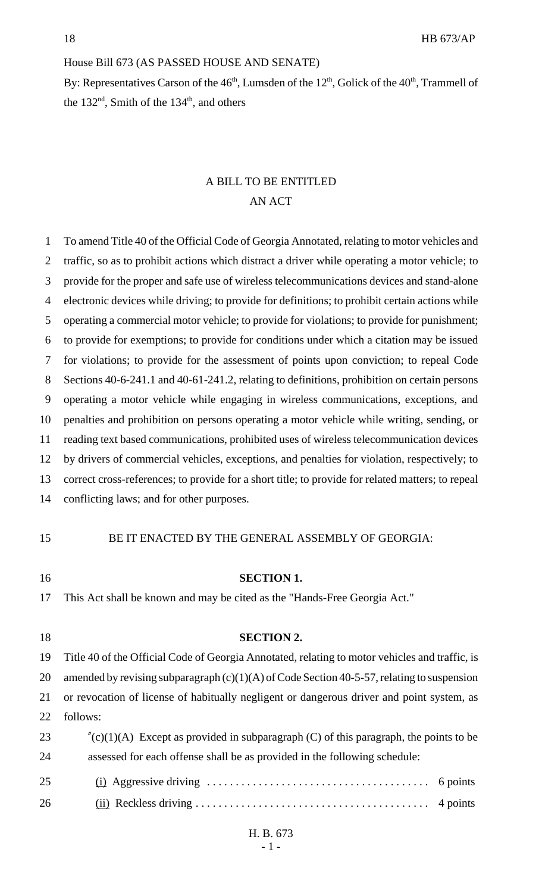House Bill 673 (AS PASSED HOUSE AND SENATE)

By: Representatives Carson of the 46th, Lumsden of the 12th, Golick of the 40th, Trammell of the 132nd, Smith of the 134th, and others

## A BILL TO BE ENTITLED
## AN ACT

To amend Title 40 of the Official Code of Georgia Annotated, relating to motor vehicles and traffic, so as to prohibit actions which distract a driver while operating a motor vehicle; to provide for the proper and safe use of wireless telecommunications devices and stand-alone electronic devices while driving; to provide for definitions; to prohibit certain actions while operating a commercial motor vehicle; to provide for violations; to provide for punishment; to provide for exemptions; to provide for conditions under which a citation may be issued for violations; to provide for the assessment of points upon conviction; to repeal Code Sections 40-6-241.1 and 40-61-241.2, relating to definitions, prohibition on certain persons operating a motor vehicle while engaging in wireless communications, exceptions, and penalties and prohibition on persons operating a motor vehicle while writing, sending, or reading text based communications, prohibited uses of wireless telecommunication devices by drivers of commercial vehicles, exceptions, and penalties for violation, respectively; to correct cross-references; to provide for a short title; to provide for related matters; to repeal conflicting laws; and for other purposes.

BE IT ENACTED BY THE GENERAL ASSEMBLY OF GEORGIA:

**SECTION 1.**

This Act shall be known and may be cited as the "Hands-Free Georgia Act."

**SECTION 2.**

Title 40 of the Official Code of Georgia Annotated, relating to motor vehicles and traffic, is amended by revising subparagraph (c)(1)(A) of Code Section 40-5-57, relating to suspension or revocation of license of habitually negligent or dangerous driver and point system, as follows:

"(c)(1)(A) Except as provided in subparagraph (C) of this paragraph, the points to be assessed for each offense shall be as provided in the following schedule:

(i) Aggressive driving .......................................... 6 points

(ii) Reckless driving .......................................... 4 points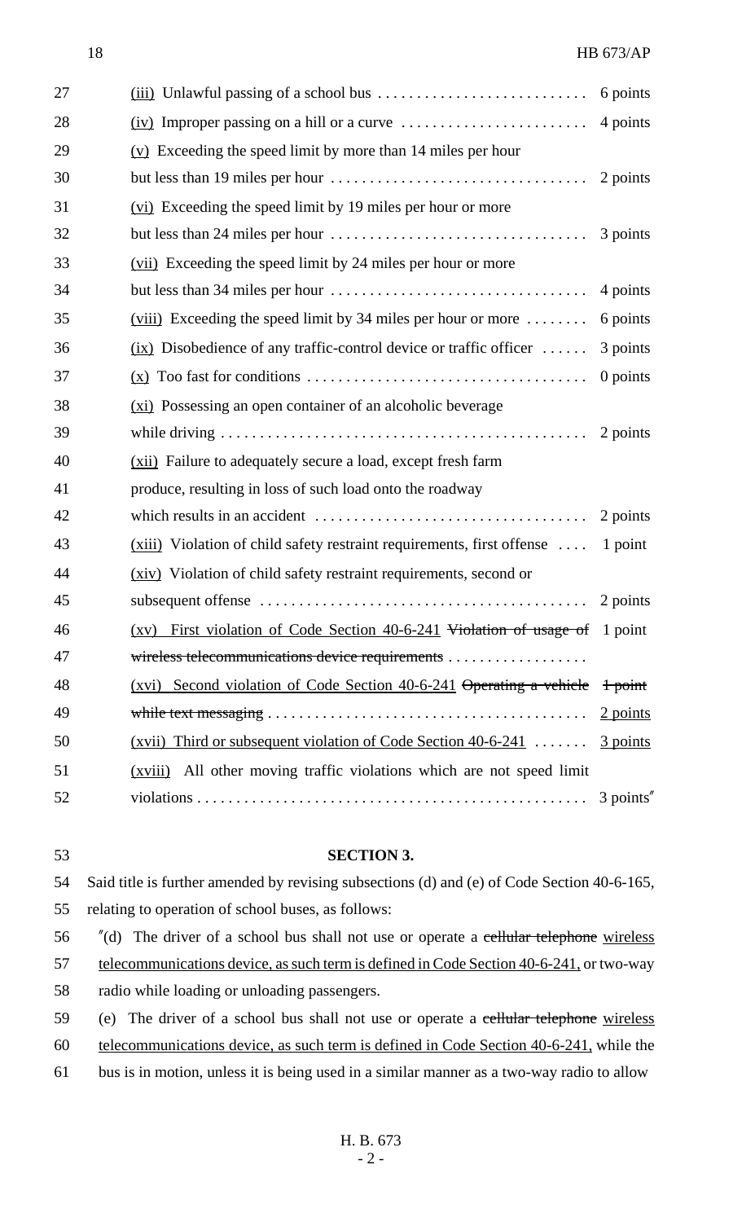(iii) Unlawful passing of a school bus ........................... 6 points

(iv) Improper passing on a hill or a curve ........................ 4 points

(v) Exceeding the speed limit by more than 14 miles per hour but less than 19 miles per hour ................................. 2 points

(vi) Exceeding the speed limit by 19 miles per hour or more but less than 24 miles per hour ................................. 3 points

(vii) Exceeding the speed limit by 24 miles per hour or more but less than 34 miles per hour ................................. 4 points

(viii) Exceeding the speed limit by 34 miles per hour or more ........ 6 points

(ix) Disobedience of any traffic-control device or traffic officer ...... 3 points

(x) Too fast for conditions .................................... 0 points

(xi) Possessing an open container of an alcoholic beverage while driving ............................................... 2 points

(xii) Failure to adequately secure a load, except fresh farm produce, resulting in loss of such load onto the roadway which results in an accident ................................... 2 points

(xiii) Violation of child safety restraint requirements, first offense .... 1 point

(xiv) Violation of child safety restraint requirements, second or subsequent offense .......................................... 2 points

(xv) First violation of Code Section 40-6-241 ~~Violation of usage of wireless telecommunications device requirements~~ .................. 1 point

(xvi) Second violation of Code Section 40-6-241 ~~Operating a vehicle while text messaging~~ ........................................ ~~1 point~~ 2 points

(xvii) Third or subsequent violation of Code Section 40-6-241 ....... 3 points

(xviii) All other moving traffic violations which are not speed limit violations .................................................. 3 points"

**SECTION 3.**

Said title is further amended by revising subsections (d) and (e) of Code Section 40-6-165, relating to operation of school buses, as follows:

"(d) The driver of a school bus shall not use or operate a ~~cellular telephone~~ wireless telecommunications device, as such term is defined in Code Section 40-6-241, or two-way radio while loading or unloading passengers.

(e) The driver of a school bus shall not use or operate a ~~cellular telephone~~ wireless telecommunications device, as such term is defined in Code Section 40-6-241, while the bus is in motion, unless it is being used in a similar manner as a two-way radio to allow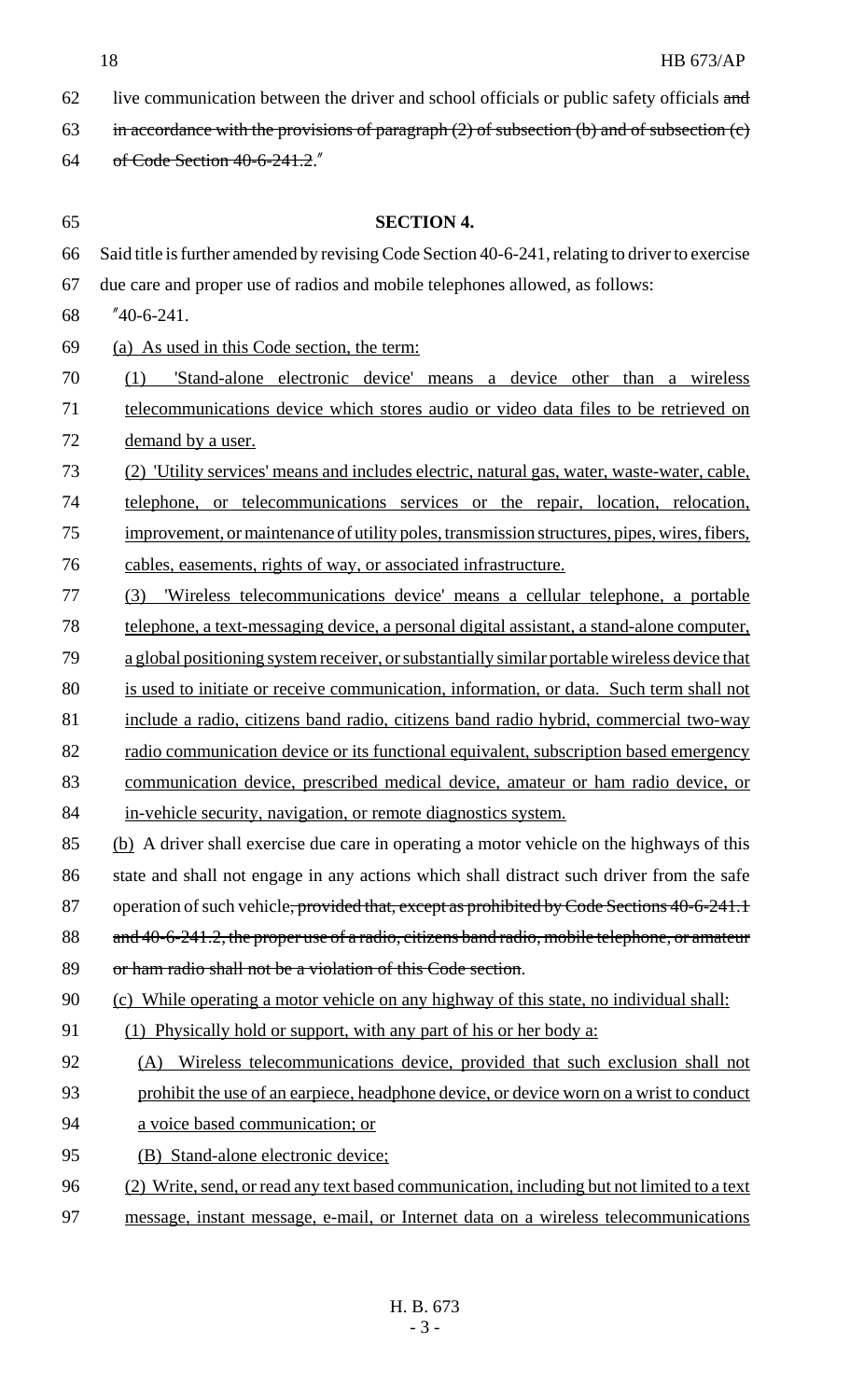live communication between the driver and school officials or public safety officials ~~and in accordance with the provisions of paragraph (2) of subsection (b) and of subsection (c) of Code Section 40-6-241.2~~."

**SECTION 4.**

Said title is further amended by revising Code Section 40-6-241, relating to driver to exercise due care and proper use of radios and mobile telephones allowed, as follows:

"40-6-241.

(a) As used in this Code section, the term:

(1) 'Stand-alone electronic device' means a device other than a wireless telecommunications device which stores audio or video data files to be retrieved on demand by a user.

(2) 'Utility services' means and includes electric, natural gas, water, waste-water, cable, telephone, or telecommunications services or the repair, location, relocation, improvement, or maintenance of utility poles, transmission structures, pipes, wires, fibers, cables, easements, rights of way, or associated infrastructure.

(3) 'Wireless telecommunications device' means a cellular telephone, a portable telephone, a text-messaging device, a personal digital assistant, a stand-alone computer, a global positioning system receiver, or substantially similar portable wireless device that is used to initiate or receive communication, information, or data. Such term shall not include a radio, citizens band radio, citizens band radio hybrid, commercial two-way radio communication device or its functional equivalent, subscription based emergency communication device, prescribed medical device, amateur or ham radio device, or in-vehicle security, navigation, or remote diagnostics system.

(b) A driver shall exercise due care in operating a motor vehicle on the highways of this state and shall not engage in any actions which shall distract such driver from the safe operation of such vehicle~~, provided that, except as prohibited by Code Sections 40-6-241.1 and 40-6-241.2, the proper use of a radio, citizens band radio, mobile telephone, or amateur or ham radio shall not be a violation of this Code section~~.

(c) While operating a motor vehicle on any highway of this state, no individual shall:

(1) Physically hold or support, with any part of his or her body a:

(A) Wireless telecommunications device, provided that such exclusion shall not prohibit the use of an earpiece, headphone device, or device worn on a wrist to conduct a voice based communication; or

(B) Stand-alone electronic device;

(2) Write, send, or read any text based communication, including but not limited to a text message, instant message, e-mail, or Internet data on a wireless telecommunications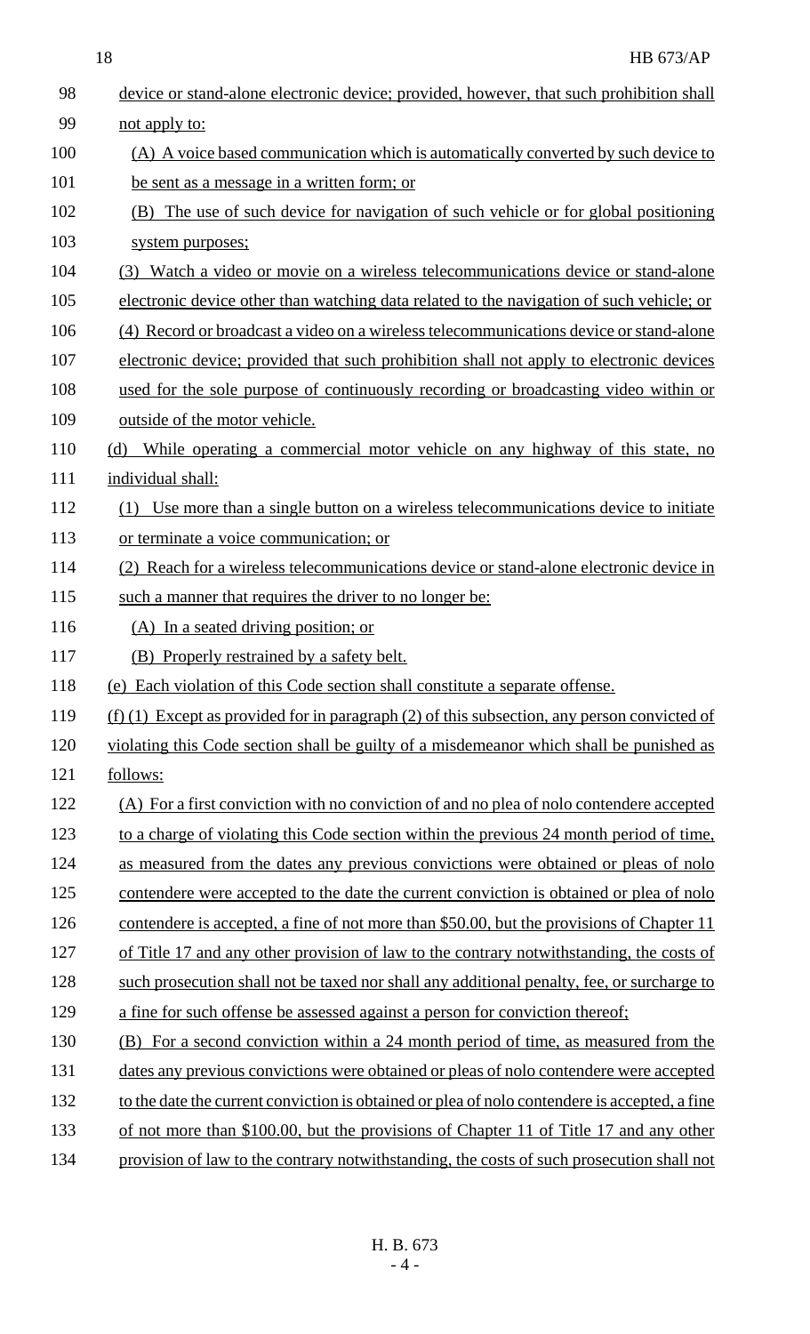device or stand-alone electronic device; provided, however, that such prohibition shall not apply to:

(A) A voice based communication which is automatically converted by such device to be sent as a message in a written form; or

(B) The use of such device for navigation of such vehicle or for global positioning system purposes;

(3) Watch a video or movie on a wireless telecommunications device or stand-alone electronic device other than watching data related to the navigation of such vehicle; or

(4) Record or broadcast a video on a wireless telecommunications device or stand-alone electronic device; provided that such prohibition shall not apply to electronic devices used for the sole purpose of continuously recording or broadcasting video within or outside of the motor vehicle.

(d) While operating a commercial motor vehicle on any highway of this state, no individual shall:

(1) Use more than a single button on a wireless telecommunications device to initiate or terminate a voice communication; or

(2) Reach for a wireless telecommunications device or stand-alone electronic device in such a manner that requires the driver to no longer be:

(A) In a seated driving position; or

(B) Properly restrained by a safety belt.

(e) Each violation of this Code section shall constitute a separate offense.

(f) (1) Except as provided for in paragraph (2) of this subsection, any person convicted of violating this Code section shall be guilty of a misdemeanor which shall be punished as follows:

(A) For a first conviction with no conviction of and no plea of nolo contendere accepted to a charge of violating this Code section within the previous 24 month period of time, as measured from the dates any previous convictions were obtained or pleas of nolo contendere were accepted to the date the current conviction is obtained or plea of nolo contendere is accepted, a fine of not more than $50.00, but the provisions of Chapter 11 of Title 17 and any other provision of law to the contrary notwithstanding, the costs of such prosecution shall not be taxed nor shall any additional penalty, fee, or surcharge to a fine for such offense be assessed against a person for conviction thereof;

(B) For a second conviction within a 24 month period of time, as measured from the dates any previous convictions were obtained or pleas of nolo contendere were accepted to the date the current conviction is obtained or plea of nolo contendere is accepted, a fine of not more than $100.00, but the provisions of Chapter 11 of Title 17 and any other provision of law to the contrary notwithstanding, the costs of such prosecution shall not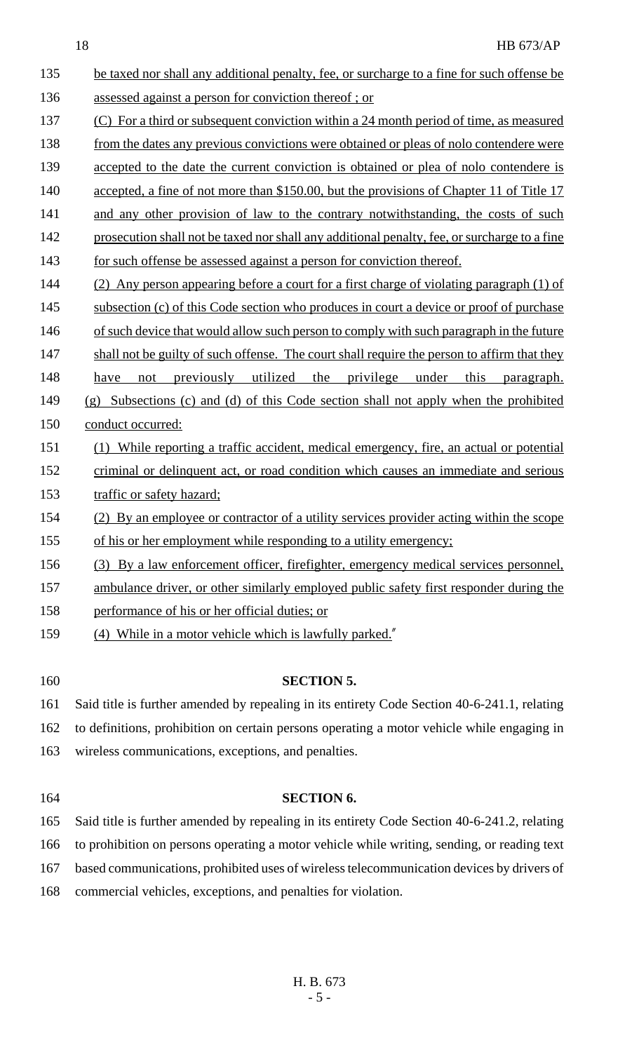be taxed nor shall any additional penalty, fee, or surcharge to a fine for such offense be assessed against a person for conviction thereof ; or

(C) For a third or subsequent conviction within a 24 month period of time, as measured from the dates any previous convictions were obtained or pleas of nolo contendere were accepted to the date the current conviction is obtained or plea of nolo contendere is accepted, a fine of not more than $150.00, but the provisions of Chapter 11 of Title 17 and any other provision of law to the contrary notwithstanding, the costs of such prosecution shall not be taxed nor shall any additional penalty, fee, or surcharge to a fine for such offense be assessed against a person for conviction thereof.

(2) Any person appearing before a court for a first charge of violating paragraph (1) of subsection (c) of this Code section who produces in court a device or proof of purchase of such device that would allow such person to comply with such paragraph in the future shall not be guilty of such offense. The court shall require the person to affirm that they have not previously utilized the privilege under this paragraph.

(g) Subsections (c) and (d) of this Code section shall not apply when the prohibited conduct occurred:

(1) While reporting a traffic accident, medical emergency, fire, an actual or potential criminal or delinquent act, or road condition which causes an immediate and serious traffic or safety hazard;

(2) By an employee or contractor of a utility services provider acting within the scope of his or her employment while responding to a utility emergency;

(3) By a law enforcement officer, firefighter, emergency medical services personnel, ambulance driver, or other similarly employed public safety first responder during the performance of his or her official duties; or

(4) While in a motor vehicle which is lawfully parked."

**SECTION 5.**

Said title is further amended by repealing in its entirety Code Section 40-6-241.1, relating to definitions, prohibition on certain persons operating a motor vehicle while engaging in wireless communications, exceptions, and penalties.

**SECTION 6.**

Said title is further amended by repealing in its entirety Code Section 40-6-241.2, relating to prohibition on persons operating a motor vehicle while writing, sending, or reading text based communications, prohibited uses of wireless telecommunication devices by drivers of commercial vehicles, exceptions, and penalties for violation.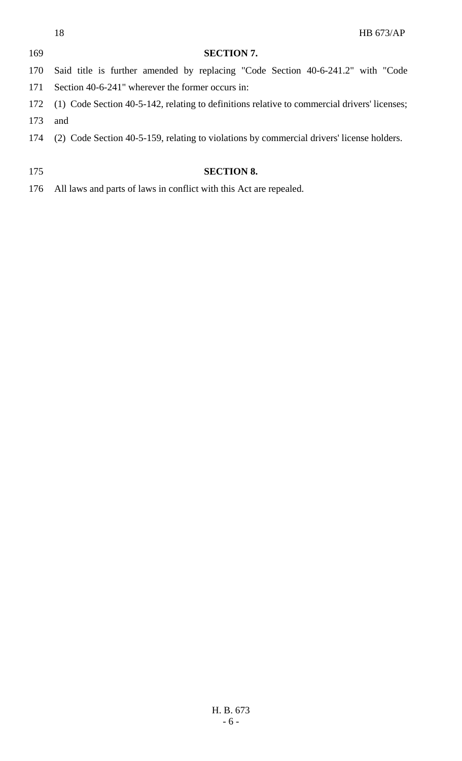## SECTION 7.

Said title is further amended by replacing "Code Section 40-6-241.2" with "Code Section 40-6-241" wherever the former occurs in:

(1) Code Section 40-5-142, relating to definitions relative to commercial drivers' licenses; and

(2) Code Section 40-5-159, relating to violations by commercial drivers' license holders.

## SECTION 8.

All laws and parts of laws in conflict with this Act are repealed.